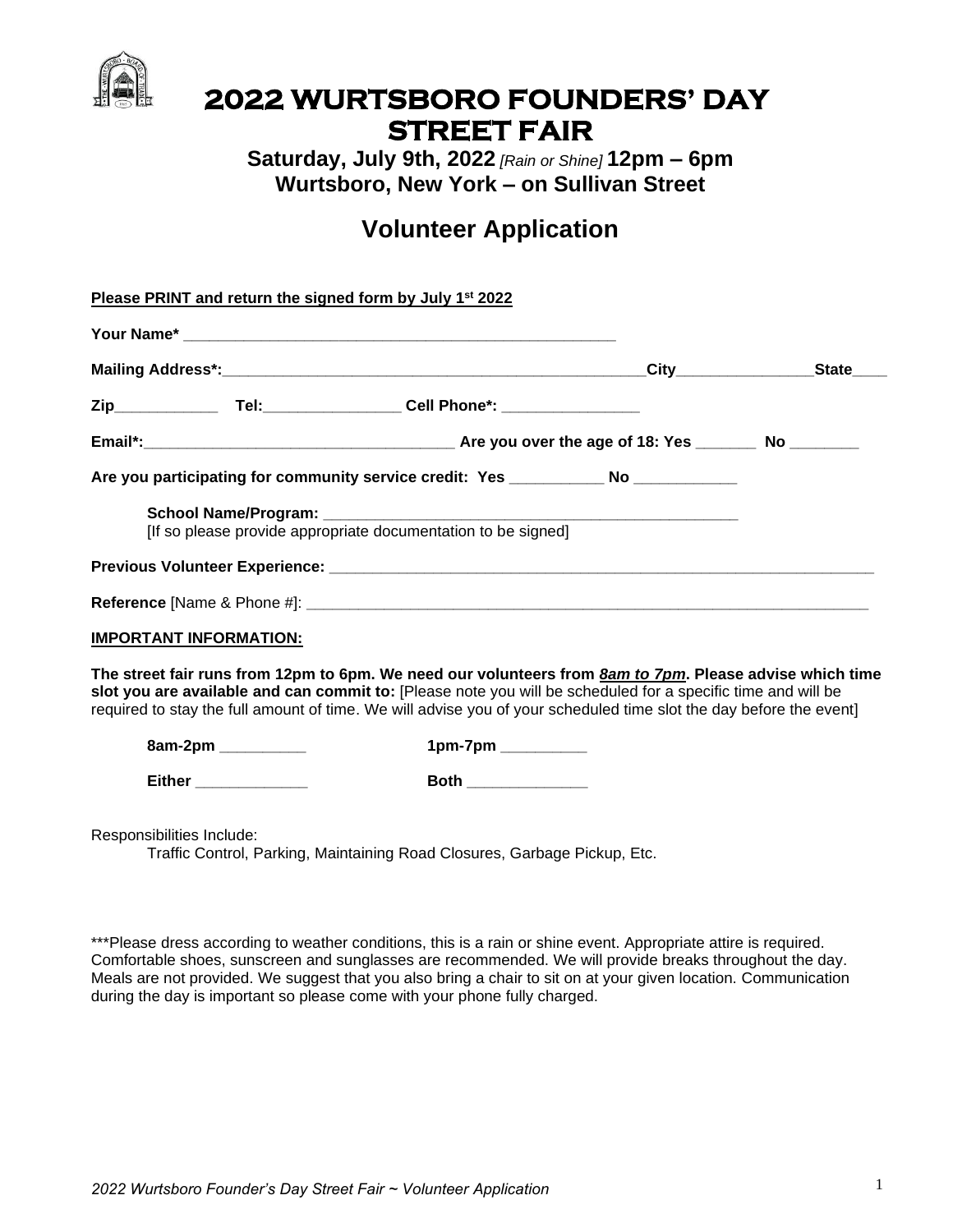# 2022 WURTSBORO FOUNDERS' DAY STREET FAIR

**Saturday, July 9th, 2022** *[Rain or Shine]* **12pm – 6pm**
**Wurtsboro, New York – on Sullivan Street**

## Volunteer Application

**Please PRINT and return the signed form by July 1st 2022**

**Your Name*** ____________________________________________________

**Mailing Address*:**__________________________________________________**City**________________**State**____

**Zip**____________ **Tel:**________________ **Cell Phone*:** ________________

**Email*:**____________________________________ **Are you over the age of 18: Yes** _______ **No** ________

**Are you participating for community service credit: Yes** ___________ **No** ____________

**School Name/Program:** __________________________________________________
[If so please provide appropriate documentation to be signed]

**Previous Volunteer Experience:** ____________________________________________________________________

**Reference** [Name & Phone #]: ______________________________________________________________________

**IMPORTANT INFORMATION:**

**The street fair runs from 12pm to 6pm. We need our volunteers from *8am to 7pm*. Please advise which time slot you are available and can commit to:** [Please note you will be scheduled for a specific time and will be required to stay the full amount of time. We will advise you of your scheduled time slot the day before the event]

**8am-2pm** __________ **1pm-7pm** __________

**Either** _____________ **Both** ______________

Responsibilities Include:

Traffic Control, Parking, Maintaining Road Closures, Garbage Pickup, Etc.

***Please dress according to weather conditions, this is a rain or shine event. Appropriate attire is required. Comfortable shoes, sunscreen and sunglasses are recommended. We will provide breaks throughout the day. Meals are not provided. We suggest that you also bring a chair to sit on at your given location. Communication during the day is important so please come with your phone fully charged.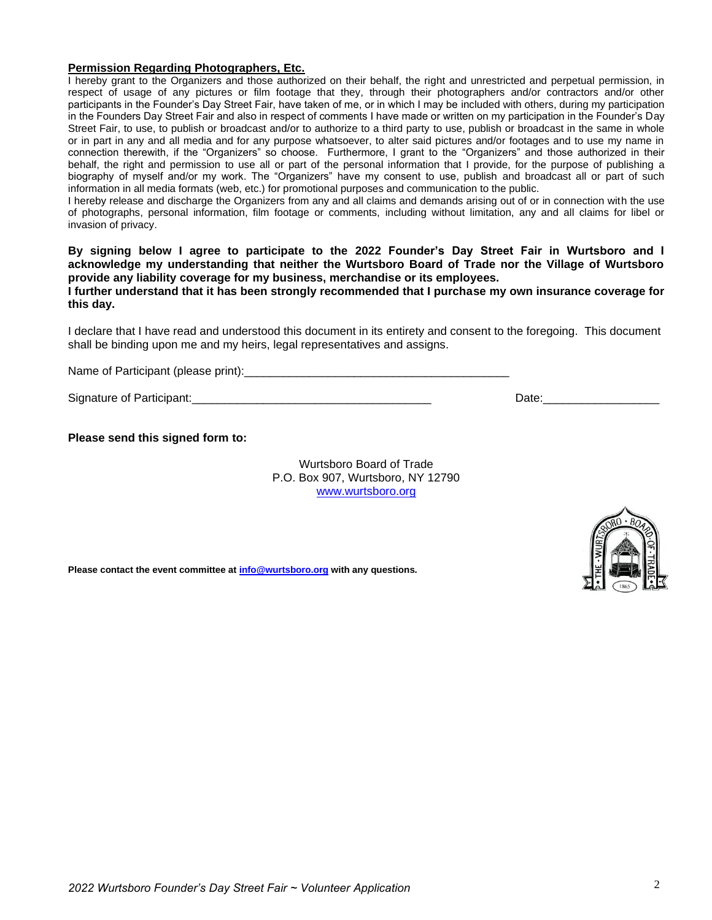**Permission Regarding Photographers, Etc.**

I hereby grant to the Organizers and those authorized on their behalf, the right and unrestricted and perpetual permission, in respect of usage of any pictures or film footage that they, through their photographers and/or contractors and/or other participants in the Founder's Day Street Fair, have taken of me, or in which I may be included with others, during my participation in the Founders Day Street Fair and also in respect of comments I have made or written on my participation in the Founder's Day Street Fair, to use, to publish or broadcast and/or to authorize to a third party to use, publish or broadcast in the same in whole or in part in any and all media and for any purpose whatsoever, to alter said pictures and/or footages and to use my name in connection therewith, if the "Organizers" so choose. Furthermore, I grant to the "Organizers" and those authorized in their behalf, the right and permission to use all or part of the personal information that I provide, for the purpose of publishing a biography of myself and/or my work. The "Organizers" have my consent to use, publish and broadcast all or part of such information in all media formats (web, etc.) for promotional purposes and communication to the public.

I hereby release and discharge the Organizers from any and all claims and demands arising out of or in connection with the use of photographs, personal information, film footage or comments, including without limitation, any and all claims for libel or invasion of privacy.

**By signing below I agree to participate to the 2022 Founder's Day Street Fair in Wurtsboro and I acknowledge my understanding that neither the Wurtsboro Board of Trade nor the Village of Wurtsboro provide any liability coverage for my business, merchandise or its employees.**

**I further understand that it has been strongly recommended that I purchase my own insurance coverage for this day.**

I declare that I have read and understood this document in its entirety and consent to the foregoing. This document shall be binding upon me and my heirs, legal representatives and assigns.

Name of Participant (please print):_________________________________________

Signature of Participant:____________________________________ Date:__________________

**Please send this signed form to:**

Wurtsboro Board of Trade
P.O. Box 907, Wurtsboro, NY 12790
www.wurtsboro.org

**Please contact the event committee at info@wurtsboro.org with any questions.**

THE • WURTSBORO • BOARD • OF • TRADE • 1865

*2022 Wurtsboro Founder's Day Street Fair ~ Volunteer Application*